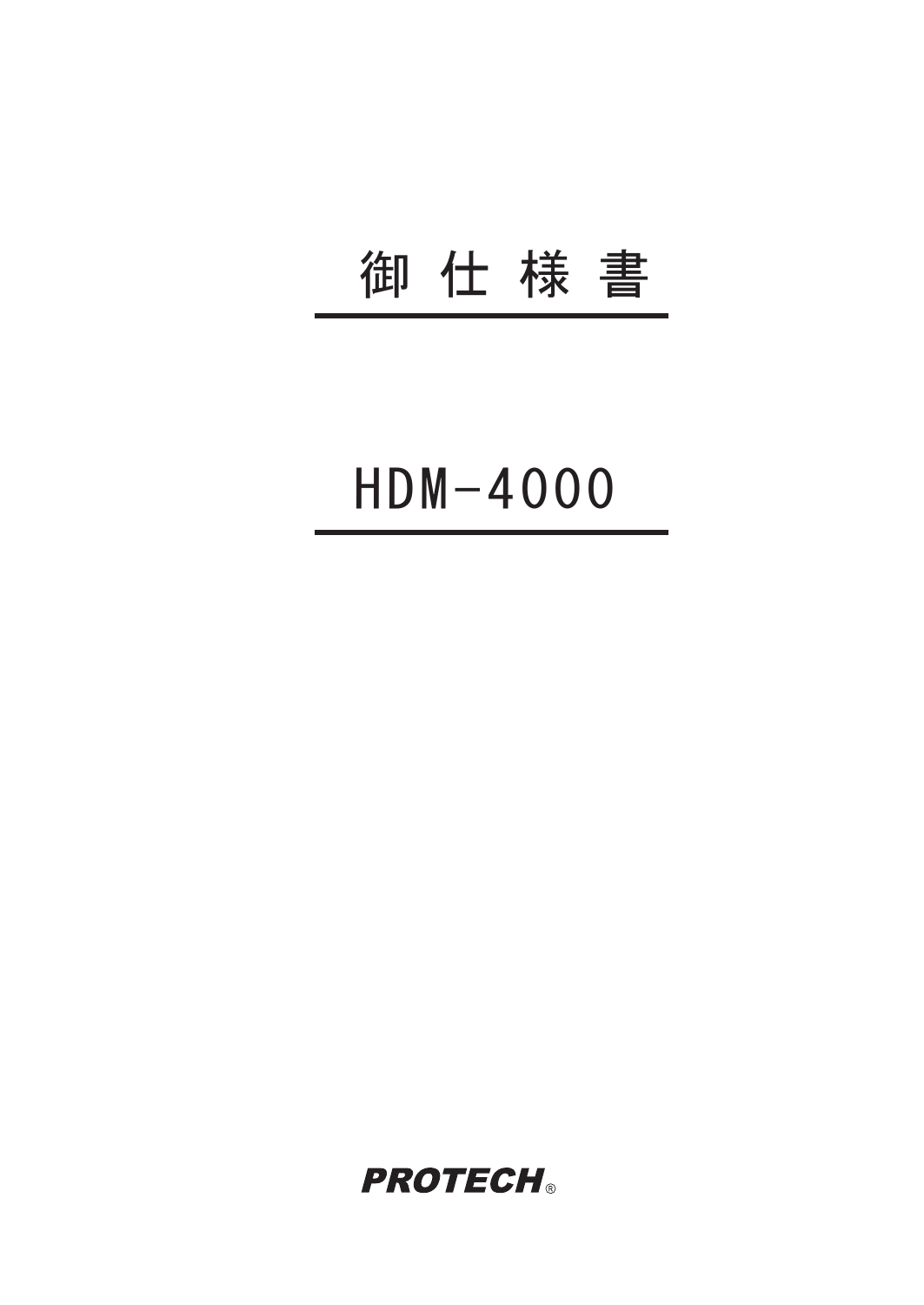# 御 仕 様 書

# HDM-4000

**PROTECH**®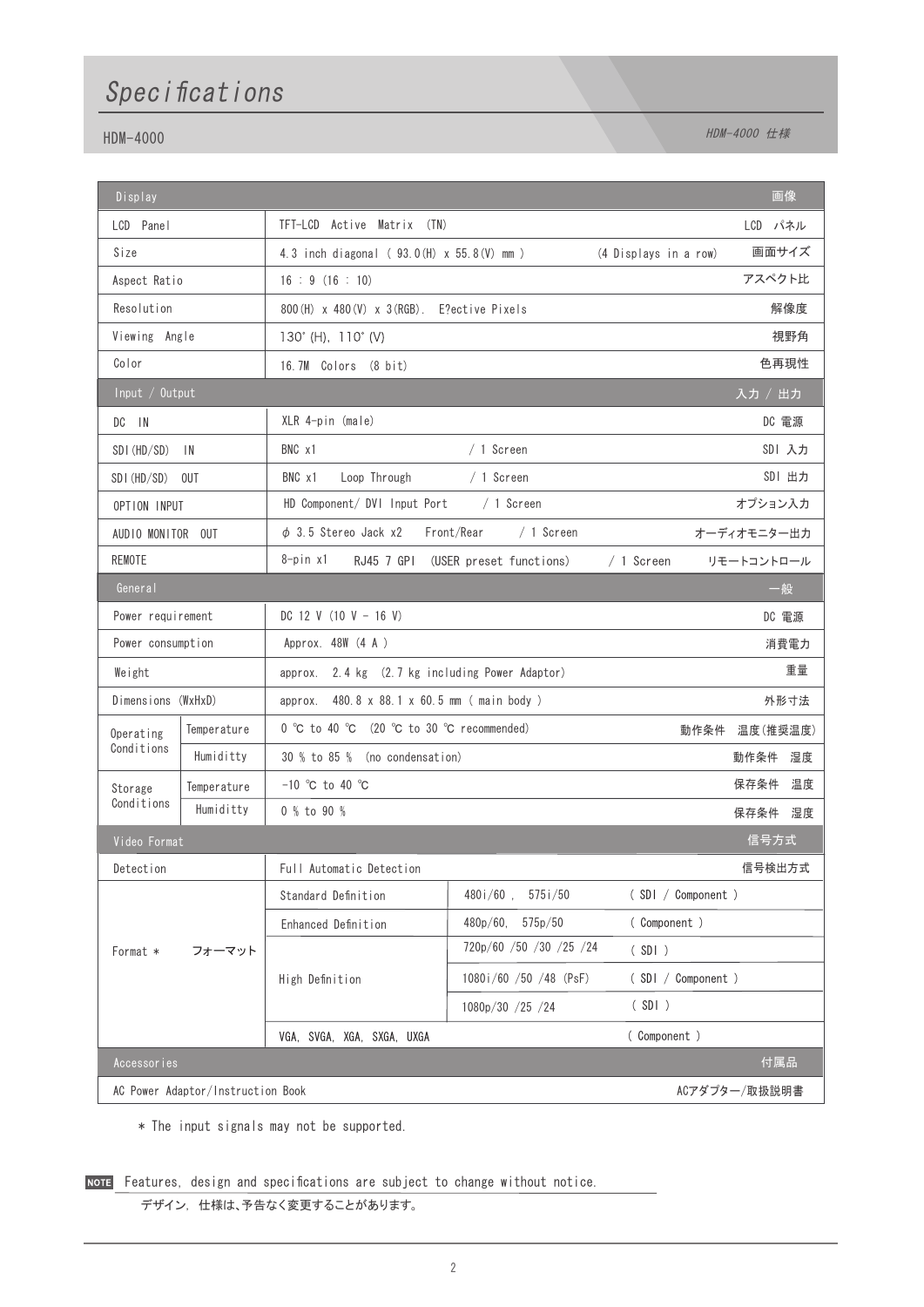# Specifications

HDM-4000

*HDM-4000 仕様*

| Display | | | | 画像 |
|---|---|---|---|---|
| LCD Panel | TFT-LCD Active Matrix (TN) | | | LCD パネル |
| Size | 4.3 inch diagonal ( 93.0(H) x 55.8(V) mm ) | | (4 Displays in a row) | 画面サイズ |
| Aspect Ratio | 16 : 9 (16 : 10) | | | アスペクト比 |
| Resolution | 800(H) x 480(V) x 3(RGB). E?ective Pixels | | | 解像度 |
| Viewing Angle | 130° (H), 110° (V) | | | 視野角 |
| Color | 16.7M Colors (8 bit) | | | 色再現性 |
| **Input / Output** | | | | **入力 / 出力** |
| DC IN | XLR 4-pin (male) | | | DC 電源 |
| SDI(HD/SD) IN | BNC x1 | / 1 Screen | | SDI 入力 |
| SDI(HD/SD) OUT | BNC x1 Loop Through | / 1 Screen | | SDI 出力 |
| OPTION INPUT | HD Component/ DVI Input Port | / 1 Screen | | オプション入力 |
| AUDIO MONITOR OUT | ϕ 3.5 Stereo Jack x2 Front/Rear | / 1 Screen | | オーディオモニター出力 |
| REMOTE | 8-pin x1 RJ45 7 GPI (USER preset functions) | / 1 Screen | | リモートコントロール |
| **General** | | | | **一般** |
| Power requirement | DC 12 V (10 V - 16 V) | | | DC 電源 |
| Power consumption | Approx. 48W (4 A ) | | | 消費電力 |
| Weight | approx. 2.4 kg (2.7 kg including Power Adaptor) | | | 重量 |
| Dimensions (WxHxD) | approx. 480.8 x 88.1 x 60.5 mm ( main body ) | | | 外形寸法 |
| Operating Conditions – Temperature | 0 ℃ to 40 ℃ (20 ℃ to 30 ℃ recommended) | | | 動作条件 温度(推奨温度) |
| Operating Conditions – Humiditty | 30 % to 85 % (no condensation) | | | 動作条件 湿度 |
| Storage Conditions – Temperature | -10 ℃ to 40 ℃ | | | 保存条件 温度 |
| Storage Conditions – Humiditty | 0 % to 90 % | | | 保存条件 湿度 |
| **Video Format** | | | | **信号方式** |
| Detection | Full Automatic Detection | | | 信号検出方式 |
| Format * フォーマット | Standard Definition | 480i/60 , 575i/50 | ( SDI / Component ) | |
| | Enhanced Definition | 480p/60, 575p/50 | ( Component ) | |
| | High Definition | 720p/60 /50 /30 /25 /24 | ( SDI ) | |
| | | 1080i/60 /50 /48 (PsF) | ( SDI / Component ) | |
| | | 1080p/30 /25 /24 | ( SDI ) | |
| | VGA, SVGA, XGA, SXGA, UXGA | | ( Component ) | |
| **Accessories** | | | | **付属品** |
| AC Power Adaptor/Instruction Book | | | | ACアダプター/取扱説明書 |

* The input signals may not be supported.

**NOTE** Features, design and specifications are subject to change without notice.

デザイン, 仕様は、予告なく変更することがあります。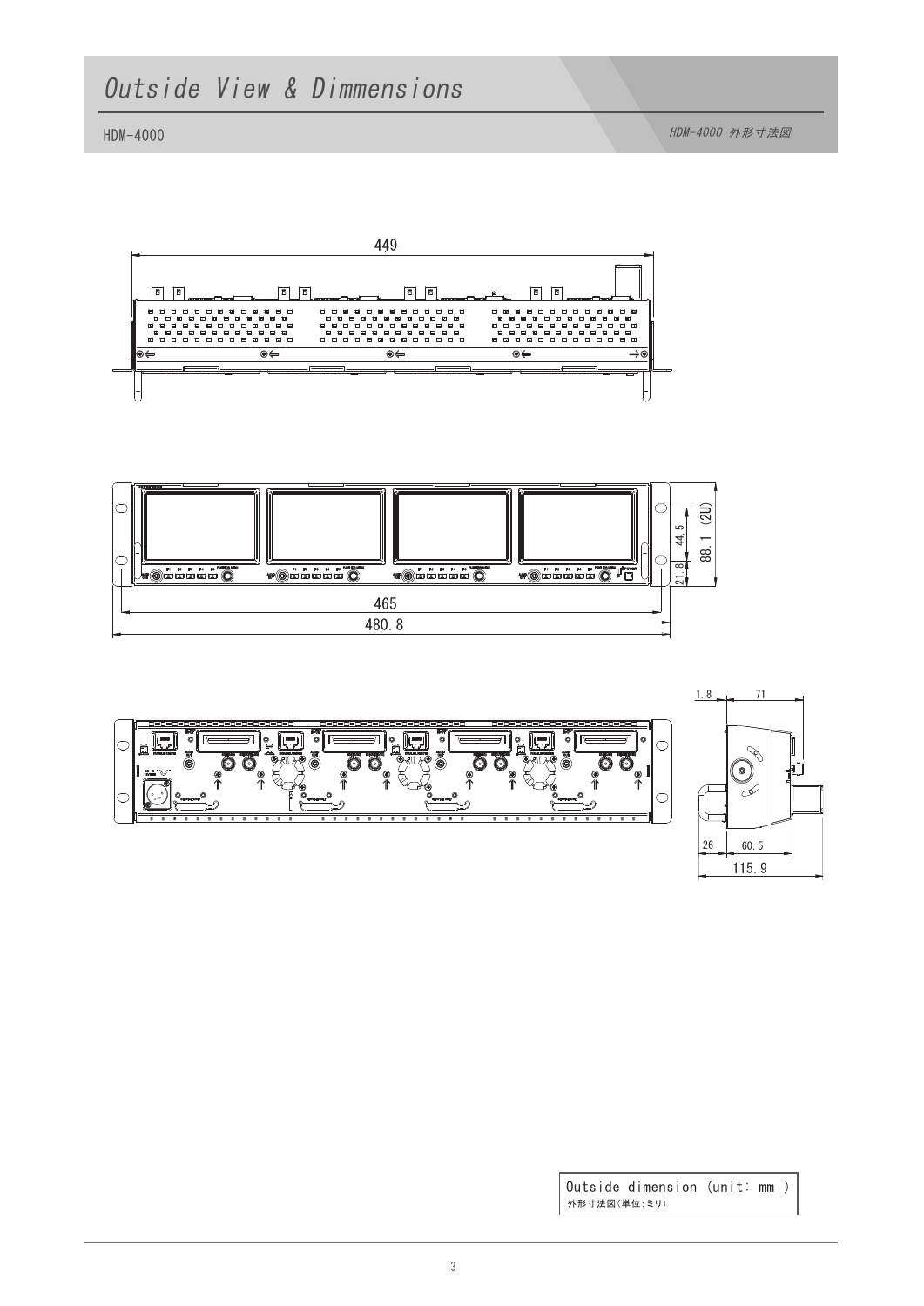# Outside View & Dimmensions

HDM-4000

*HDM-4000 外形寸法図*

449

465

480.8

44.5

88.1 (2U)

21.8

1.8

71

26

60.5

115.9

Outside dimension (unit: mm )
外形寸法図(単位:ミリ)